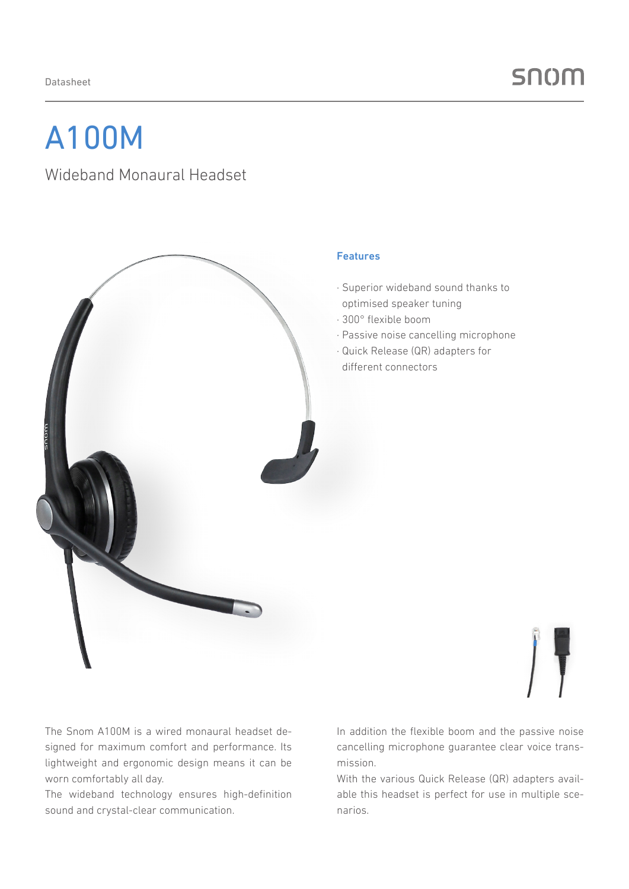Datasheet

snom

# A100M

## Wideband Monaural Headset

### Features

- Superior wideband sound thanks to optimised speaker tuning
- 300° flexible boom
- Passive noise cancelling microphone
- Quick Release (QR) adapters for different connectors

The Snom A100M is a wired monaural headset designed for maximum comfort and performance. Its lightweight and ergonomic design means it can be worn comfortably all day.
The wideband technology ensures high-definition sound and crystal-clear communication.

In addition the flexible boom and the passive noise cancelling microphone guarantee clear voice transmission.
With the various Quick Release (QR) adapters available this headset is perfect for use in multiple scenarios.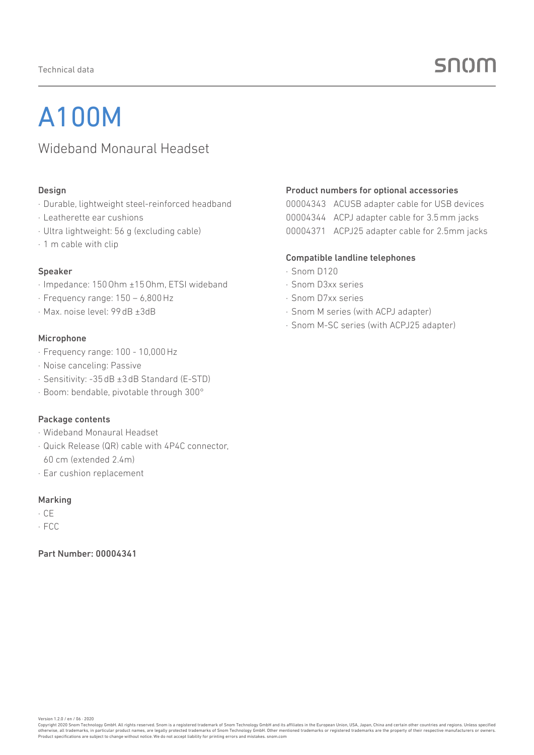# A100M

## Wideband Monaural Headset

### Design

- Durable, lightweight steel-reinforced headband
- Leatherette ear cushions
- Ultra lightweight: 56 g (excluding cable)
- 1 m cable with clip

### Speaker

- Impedance: 150 Ohm ±15 Ohm, ETSI wideband
- Frequency range: 150 – 6,800 Hz
- Max. noise level: 99 dB ±3dB

### Microphone

- Frequency range: 100 - 10,000 Hz
- Noise canceling: Passive
- Sensitivity: -35 dB ±3 dB Standard (E-STD)
- Boom: bendable, pivotable through 300°

### Package contents

- Wideband Monaural Headset
- Quick Release (QR) cable with 4P4C connector, 60 cm (extended 2.4m)
- Ear cushion replacement

### Marking

- CE
- FCC

**Part Number: 00004341**

### Product numbers for optional accessories

| | |
|---|---|
| 00004343 | ACUSB adapter cable for USB devices |
| 00004344 | ACPJ adapter cable for 3.5 mm jacks |
| 00004371 | ACPJ25 adapter cable for 2.5mm jacks |

### Compatible landline telephones

- Snom D120
- Snom D3xx series
- Snom D7xx series
- Snom M series (with ACPJ adapter)
- Snom M-SC series (with ACPJ25 adapter)

Version 1.2.0 / en / 06 · 2020

Copyright 2020 Snom Technology GmbH. All rights reserved. Snom is a registered trademark of Snom Technology GmbH and its affiliates in the European Union, USA, Japan, China and certain other countries and regions. Unless specified otherwise, all trademarks, in particular product names, are legally protected trademarks of Snom Technology GmbH. Other mentioned trademarks or registered trademarks are the property of their respective manufacturers or owners. Product specifications are subject to change without notice. We do not accept liability for printing errors and mistakes. snom.com